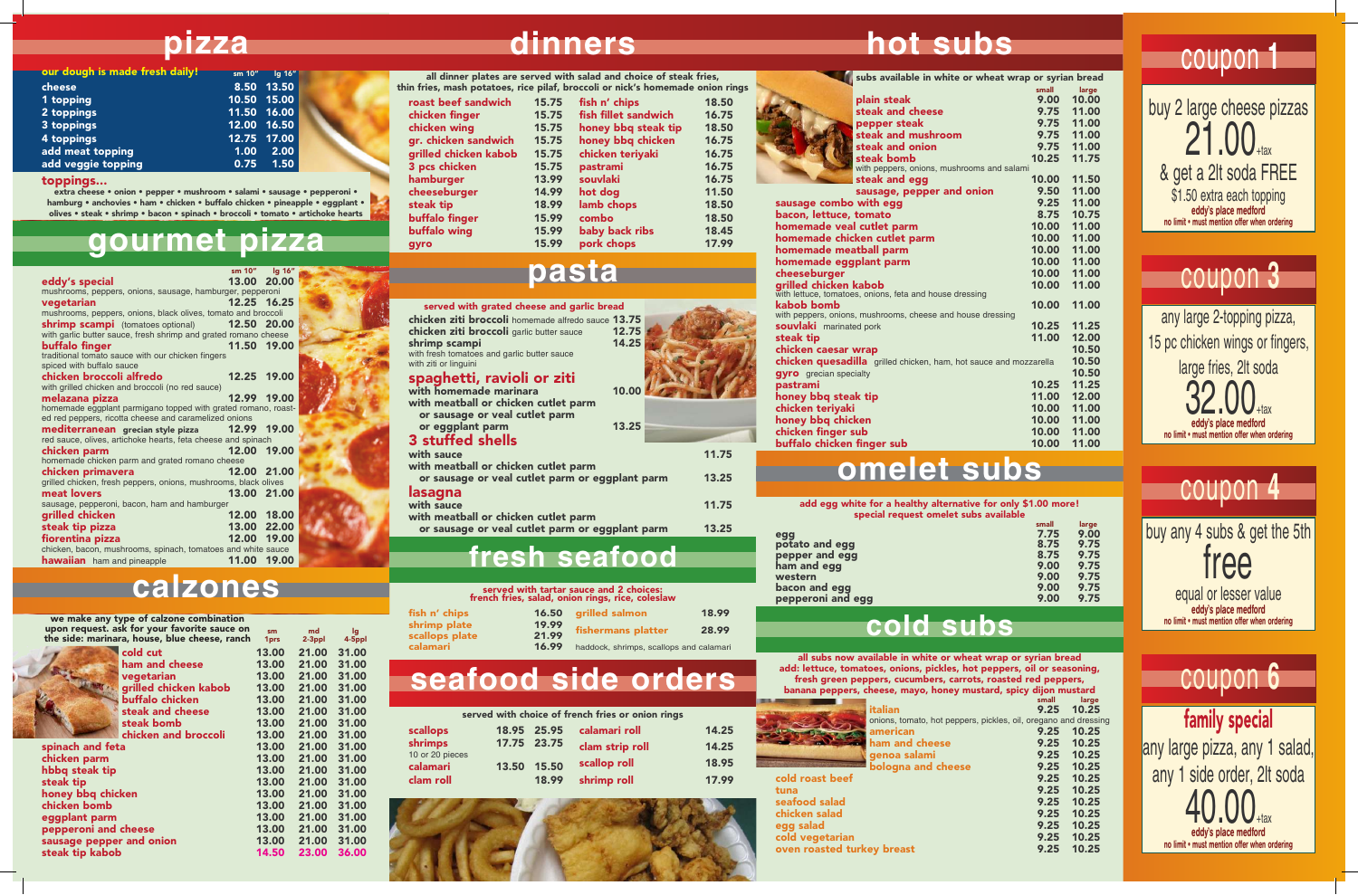# pizza

| our dough is made fresh daily! | sm 10" | lg 16" |
|---|---|---|
| cheese | 8.50 | 13.50 |
| 1 topping | 10.50 | 15.00 |
| 2 toppings | 11.50 | 16.00 |
| 3 toppings | 12.00 | 16.50 |
| 4 toppings | 12.75 | 17.00 |
| add meat topping | 1.00 | 2.00 |
| add veggie topping | 0.75 | 1.50 |

**toppings...**

extra cheese • onion • pepper • mushroom • salami • sausage • pepperoni • hamburg • anchovies • ham • chicken • buffalo chicken • pineapple • eggplant • olives • steak • shrimp • bacon • spinach • broccoli • tomato • artichoke hearts

# gourmet pizza

| | sm 10" | lg 16" |
|---|---|---|
| **eddy's special** | 13.00 | 20.00 |
| mushrooms, peppers, onions, sausage, hamburger, pepperoni | | |
| **vegetarian** | 12.25 | 16.25 |
| mushrooms, peppers, onions, black olives, tomato and broccoli | | |
| **shrimp scampi** (tomatoes optional) | 12.50 | 20.00 |
| with garlic butter sauce, fresh shrimp and grated romano cheese | | |
| **buffalo finger** | 11.50 | 19.00 |
| traditional tomato sauce with our chicken fingers spiced with buffalo sauce | | |
| **chicken broccoli alfredo** | 12.25 | 19.00 |
| with grilled chicken and broccoli (no red sauce) | | |
| **melazana pizza** | 12.99 | 19.00 |
| homemade eggplant parmigiano topped with grated romano, roasted red peppers, ricotta cheese and caramelized onions | | |
| **mediterranean** grecian style pizza | 12.99 | 19.00 |
| red sauce, olives, artichoke hearts, feta cheese and spinach | | |
| **chicken parm** | 12.00 | 19.00 |
| homemade chicken parm and grated romano cheese | | |
| **chicken primavera** | 12.00 | 21.00 |
| grilled chicken, fresh peppers, onions, mushrooms, black olives | | |
| **meat lovers** | 13.00 | 21.00 |
| sausage, pepperoni, bacon, ham and hamburger | | |
| **grilled chicken** | 12.00 | 18.00 |
| **steak tip pizza** | 13.00 | 22.00 |
| **fiorentina pizza** | 12.00 | 19.00 |
| chicken, bacon, mushrooms, spinach, tomatoes and white sauce | | |
| **hawaiian** ham and pineapple | 11.00 | 19.00 |

# calzones

we make any type of calzone combination upon request. ask for your favorite sauce on the side: marinara, house, blue cheese, ranch

| | sm 1prs | md 2-3ppl | lg 4-5ppl |
|---|---|---|---|
| cold cut | 13.00 | 21.00 | 31.00 |
| ham and cheese | 13.00 | 21.00 | 31.00 |
| vegetarian | 13.00 | 21.00 | 31.00 |
| grilled chicken kabob | 13.00 | 21.00 | 31.00 |
| buffalo chicken | 13.00 | 21.00 | 31.00 |
| steak and cheese | 13.00 | 21.00 | 31.00 |
| steak bomb | 13.00 | 21.00 | 31.00 |
| chicken and broccoli | 13.00 | 21.00 | 31.00 |
| spinach and feta | 13.00 | 21.00 | 31.00 |
| chicken parm | 13.00 | 21.00 | 31.00 |
| hbbq steak tip | 13.00 | 21.00 | 31.00 |
| steak tip | 13.00 | 21.00 | 31.00 |
| honey bbq chicken | 13.00 | 21.00 | 31.00 |
| chicken bomb | 13.00 | 21.00 | 31.00 |
| eggplant parm | 13.00 | 21.00 | 31.00 |
| pepperoni and cheese | 13.00 | 21.00 | 31.00 |
| sausage pepper and onion | 13.00 | 21.00 | 31.00 |
| steak tip kabob | 14.50 | 23.00 | 36.00 |

# dinners

all dinner plates are served with salad and choice of steak fries, thin fries, mash potatoes, rice pilaf, broccoli or nick's homemade onion rings

| | | | |
|---|---|---|---|
| roast beef sandwich | 15.75 | fish n' chips | 18.50 |
| chicken finger | 15.75 | fish fillet sandwich | 16.75 |
| chicken wing | 15.75 | honey bbq steak tip | 18.50 |
| gr. chicken sandwich | 15.75 | honey bbq chicken | 16.75 |
| grilled chicken kabob | 15.75 | chicken teriyaki | 16.75 |
| 3 pcs chicken | 15.75 | pastrami | 16.75 |
| hamburger | 13.99 | souvlaki | 16.75 |
| cheeseburger | 14.99 | hot dog | 11.50 |
| steak tip | 18.99 | lamb chops | 18.50 |
| buffalo finger | 15.99 | combo | 18.50 |
| buffalo wing | 15.99 | baby back ribs | 18.45 |
| gyro | 15.99 | pork chops | 17.99 |

# pasta

served with grated cheese and garlic bread

| | |
|---|---|
| chicken ziti broccoli homemade alfredo sauce | 13.75 |
| chicken ziti broccoli garlic butter sauce | 12.75 |
| shrimp scampi with fresh tomatoes and garlic butter sauce with ziti or linguini | 14.25 |

**spaghetti, ravioli or ziti**

| | |
|---|---|
| with homemade marinara | 10.00 |
| with meatball or chicken cutlet parm or sausage or veal cutlet parm or eggplant parm | 13.25 |

**3 stuffed shells**

| | |
|---|---|
| with sauce | 11.75 |
| with meatball or chicken cutlet parm or sausage or veal cutlet parm or eggplant parm | 13.25 |

**lasagna**

| | |
|---|---|
| with sauce | 11.75 |
| with meatball or chicken cutlet parm or sausage or veal cutlet parm or eggplant parm | 13.25 |

# fresh seafood

served with tartar sauce and 2 choices: french fries, salad, onion rings, rice, coleslaw

| | | | |
|---|---|---|---|
| fish n' chips | 16.50 | grilled salmon | 18.99 |
| shrimp plate | 19.99 | fishermans platter | 28.99 |
| scallops plate | 21.99 | haddock, shrimps, scallops and calamari | |
| calamari | 16.99 | | |

# seafood side orders

served with choice of french fries or onion rings

| | | | | |
|---|---|---|---|---|
| scallops | 18.95 | 25.95 | calamari roll | 14.25 |
| shrimps (10 or 20 pieces) | 17.75 | 23.75 | clam strip roll | 14.25 |
| calamari | 13.50 | 15.50 | scallop roll | 18.95 |
| clam roll | | 18.99 | shrimp roll | 17.99 |

# hot subs

subs available in white or wheat wrap or syrian bread

| | small | large |
|---|---|---|
| plain steak | 9.00 | 10.00 |
| steak and cheese | 9.75 | 11.00 |
| pepper steak | 9.75 | 11.00 |
| steak and mushroom | 9.75 | 11.00 |
| steak and onion | 9.75 | 11.00 |
| steak bomb (with peppers, onions, mushrooms and salami) | 10.25 | 11.75 |
| steak and egg | 10.00 | 11.50 |
| sausage, pepper and onion | 9.50 | 11.00 |
| sausage combo with egg | 9.25 | 11.00 |
| bacon, lettuce, tomato | 8.75 | 10.75 |
| homemade veal cutlet parm | 10.00 | 11.00 |
| homemade chicken cutlet parm | 10.00 | 11.00 |
| homemade meatball parm | 10.00 | 11.00 |
| homemade eggplant parm | 10.00 | 11.00 |
| cheeseburger | 10.00 | 11.00 |
| grilled chicken kabob (with lettuce, tomatoes, onions, feta and house dressing) | 10.00 | 11.00 |
| kabob bomb (with peppers, onions, mushrooms, cheese and house dressing) | 10.00 | 11.00 |
| souvlaki marinated pork | 10.25 | 11.25 |
| steak tip | 11.00 | 12.00 |
| chicken caesar wrap | | 10.50 |
| chicken quesadilla grilled chicken, ham, hot sauce and mozzarella | | 10.50 |
| gyro grecian specialty | | 10.50 |
| pastrami | 10.25 | 11.25 |
| honey bbq steak tip | 11.00 | 12.00 |
| chicken teriyaki | 10.00 | 11.00 |
| honey bbq chicken | 10.00 | 11.00 |
| chicken finger sub | 10.00 | 11.00 |
| buffalo chicken finger sub | 10.00 | 11.00 |

# omelet subs

add egg white for a healthy alternative for only $1.00 more!
special request omelet subs available

| | small | large |
|---|---|---|
| egg | 7.75 | 9.00 |
| potato and egg | 8.75 | 9.75 |
| pepper and egg | 8.75 | 9.75 |
| ham and egg | 9.00 | 9.75 |
| western | 9.00 | 9.75 |
| bacon and egg | 9.00 | 9.75 |
| pepperoni and egg | 9.00 | 9.75 |

# cold subs

all subs now available in white or wheat wrap or syrian bread
add: lettuce, tomatoes, onions, pickles, hot peppers, oil or seasoning, fresh green peppers, cucumbers, carrots, roasted red peppers, banana peppers, cheese, mayo, honey mustard, spicy dijon mustard

| | small | large |
|---|---|---|
| italian (onions, tomato, hot peppers, pickles, oil, oregano and dressing) | 9.25 | 10.25 |
| american | 9.25 | 10.25 |
| ham and cheese | 9.25 | 10.25 |
| genoa salami | 9.25 | 10.25 |
| bologna and cheese | 9.25 | 10.25 |
| cold roast beef | 9.25 | 10.25 |
| tuna | 9.25 | 10.25 |
| seafood salad | 9.25 | 10.25 |
| chicken salad | 9.25 | 10.25 |
| egg salad | 9.25 | 10.25 |
| cold vegetarian | 9.25 | 10.25 |
| oven roasted turkey breast | 9.25 | 10.25 |

## coupon 1

buy 2 large cheese pizzas
**21.00** +tax
& get a 2lt soda FREE
$1.50 extra each topping
eddy's place medford
no limit • must mention offer when ordering

## coupon 3

any large 2-topping pizza, 15 pc chicken wings or fingers, large fries, 2lt soda
**32.00** +tax
eddy's place medford
no limit • must mention offer when ordering

## coupon 4

buy any 4 subs & get the 5th
**free**
equal or lesser value
eddy's place medford
no limit • must mention offer when ordering

## coupon 6

**family special**
any large pizza, any 1 salad, any 1 side order, 2lt soda
**40.00** +tax
eddy's place medford
no limit • must mention offer when ordering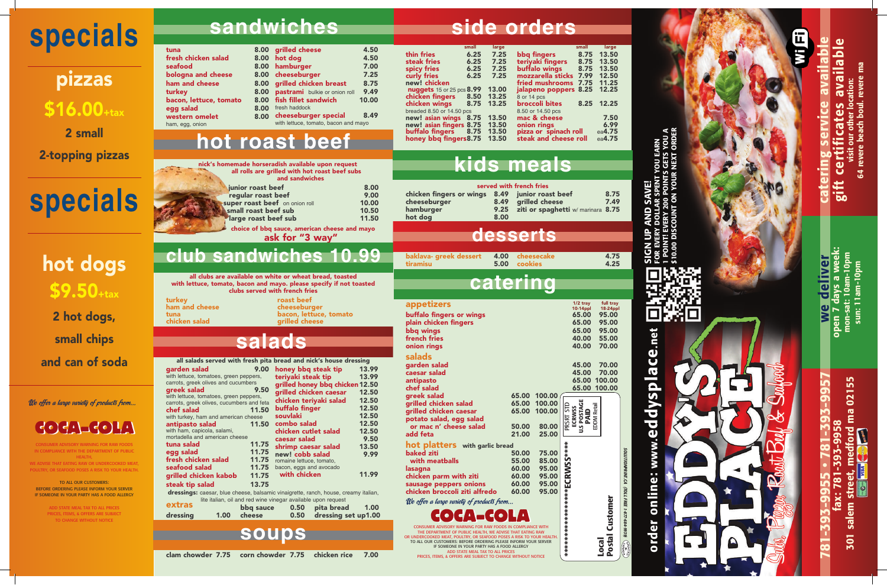# specials

## pizzas

**$16.00**+tax

2 small

2-topping pizzas

# specials

## hot dogs

**$9.50**+tax

2 hot dogs,

small chips

and can of soda

*We offer a large variety of products from...*

COCA-COLA

CONSUMER ADVISORY WARNING FOR RAW FOODS IN COMPLIANCE WITH THE DEPARTMENT OF PUBLIC HEALTH. WE ADVISE THAT EATING RAW OR UNDERCOOKED MEAT, POULTRY, OR SEAFOOD POSES A RISK TO YOUR HEALTH.

TO ALL OUR CUSTOMERS: BEFORE ORDERING PLEASE INFORM YOUR SERVER IF SOMEONE IN YOUR PARTY HAS A FOOD ALLERGY

ADD STATE MEAL TAX TO ALL PRICES. PRICES, ITEMS, & OFFERS ARE SUBJECT TO CHANGE WITHOUT NOTICE

# sandwiches

| | | | |
|---|---|---|---|
| tuna | 8.00 | grilled cheese | 4.50 |
| fresh chicken salad | 8.00 | hot dog | 4.50 |
| seafood | 8.00 | hamburger | 7.00 |
| bologna and cheese | 8.00 | cheeseburger | 7.25 |
| ham and cheese | 8.00 | grilled chicken breast | 8.75 |
| turkey | 8.00 | pastrami bulkie or onion roll | 9.49 |
| bacon, lettuce, tomato | 8.00 | fish fillet sandwich | 10.00 |
| egg salad | 8.00 | fresh haddock | |
| western omelet (ham, egg, onion) | 8.00 | cheeseburger special (with lettuce, tomato, bacon and mayo) | 8.49 |

# hot roast beef

nick's homemade horseradish available upon request. all rolls are grilled with hot roast beef subs and sandwiches

| | |
|---|---|
| junior roast beef | 8.00 |
| regular roast beef | 9.00 |
| super roast beef on onion roll | 10.00 |
| small roast beef sub | 10.50 |
| large roast beef sub | 11.50 |

choice of bbq sauce, american cheese and mayo

**ask for "3 way"**

# club sandwiches 10.99

all clubs are available on white or wheat bread, toasted with lettuce, tomato, bacon and mayo. please specify if not toasted. clubs served with french fries

- turkey
- ham and cheese
- tuna
- chicken salad
- roast beef
- cheeseburger
- bacon, lettuce, tomato
- grilled cheese

# salads

all salads served with fresh pita bread and nick's house dressing

| | | | |
|---|---|---|---|
| garden salad (with lettuce, tomatoes, green peppers, carrots, greek olives and cucumbers) | 9.00 | honey bbq steak tip | 13.99 |
| greek salad (with lettuce, tomatoes, green peppers, carrots, greek olives, cucumbers and feta) | 9.50 | teriyaki steak tip | 13.99 |
| chef salad (with turkey, ham and american cheese) | 11.50 | grilled honey bbq chicken | 12.50 |
| antipasto salad (with ham, capicola, salami, mortadella and american cheese) | 11.50 | grilled chicken caesar | 12.50 |
| tuna salad | 11.75 | chicken teriyaki salad | 12.50 |
| egg salad | 11.75 | buffalo finger | 12.50 |
| fresh chicken salad | 11.75 | souvlaki | 12.50 |
| seafood salad | 11.75 | combo salad | 12.50 |
| grilled chicken kabob | 11.75 | chicken cutlet salad | 12.50 |
| steak tip salad | 13.75 | caesar salad | 9.50 |
| | | shrimp caesar salad | 13.50 |
| | | new! cobb salad (romaine lettuce, tomato, bacon, eggs and avocado) | 9.99 |
| | | with chicken | 11.99 |

**dressings:** caesar, blue cheese, balsamic vinaigrette, ranch, house, creamy italian, lite italian, oil and red wine vinegar available upon request

**extras**

| | | | | | |
|---|---|---|---|---|---|
| dressing | 1.00 | bbq sauce | 0.50 | pita bread | 1.00 |
| | | cheese | 0.50 | dressing set up | 1.00 |

# soups

| | |
|---|---|
| clam chowder | 7.75 |
| corn chowder | 7.75 |
| chicken rice | 7.00 |

# side orders

| | small | large | | small | large |
|---|---|---|---|---|---|
| thin fries | 6.25 | 7.25 | bbq fingers | 8.75 | 13.50 |
| steak fries | 6.25 | 7.25 | teriyaki fingers | 8.75 | 13.50 |
| spicy fries | 6.25 | 7.25 | buffalo wings | 8.75 | 13.50 |
| curly fries | 6.25 | 7.25 | mozzarella sticks | 7.99 | 12.50 |
| new! chicken nuggets 15 or 25 pcs | 8.99 | 13.00 | fried mushrooms | 7.75 | 11.25 |
| chicken fingers | 8.50 | 13.25 | jalapeno poppers (8 or 14 pcs) | 8.25 | 12.25 |
| chicken wings (breaded 8.50 or 14.50 pcs) | 8.75 | 13.25 | broccoli bites (8.50 or 14.50 pcs) | 8.25 | 12.25 |
| new! asian wings | 8.75 | 13.50 | mac & cheese | | 7.50 |
| new! asian fingers | 8.75 | 13.50 | onion rings | | 6.99 |
| buffalo fingers | 8.75 | 13.50 | pizza or spinach roll | | ea 4.75 |
| honey bbq fingers | 8.75 | 13.50 | steak and cheese roll | | ea 4.75 |

# kids meals

served with french fries

| | | | |
|---|---|---|---|
| chicken fingers or wings | 8.49 | junior roast beef | 8.75 |
| cheeseburger | 8.49 | grilled cheese | 7.49 |
| hamburger | 9.25 | ziti or spaghetti w/ marinara | 8.75 |
| hot dog | 8.00 | | |

# desserts

| | | | |
|---|---|---|---|
| baklava- greek dessert | 4.00 | cheesecake | 4.75 |
| tiramisu | 5.00 | cookies | 4.25 |

# catering

| | 1/2 tray 10-14ppl | full tray 18-24ppl |
|---|---|---|
| **appetizers** | | |
| buffalo fingers or wings | 65.00 | 95.00 |
| plain chicken fingers | 65.00 | 95.00 |
| bbq wings | 65.00 | 95.00 |
| french fries | 40.00 | 55.00 |
| onion rings | 40.00 | 70.00 |
| **salads** | | |
| garden salad | 45.00 | 70.00 |
| caesar salad | 45.00 | 70.00 |
| antipasto | 65.00 | 100.00 |
| chef salad | 65.00 | 100.00 |
| greek salad | 65.00 | 100.00 |
| grilled chicken salad | 65.00 | 100.00 |
| grilled chicken caesar | 65.00 | 100.00 |
| potato salad, egg salad or mac n' cheese salad | 50.00 | 80.00 |
| add feta | 21.00 | 25.00 |
| **hot platters** with garlic bread | | |
| baked ziti | 50.00 | 75.00 |
| with meatballs | 55.00 | 85.00 |
| lasagna | 60.00 | 95.00 |
| chicken parm with ziti | 60.00 | 95.00 |
| sausage peppers onions | 60.00 | 95.00 |
| chicken broccoli ziti alfredo | 60.00 | 95.00 |

*We offer a large variety of products from...*

COCA-COLA

CONSUMER ADVISORY WARNING FOR RAW FOODS IN COMPLIANCE WITH THE DEPARTMENT OF PUBLIC HEALTH, WE ADVISE THAT EATING RAW OR UNDERCOOKED MEAT, POULTRY, OR SEAFOOD POSES A RISK TO YOUR HEALTH. TO ALL OUR CUSTOMERS: BEFORE ORDERING PLEASE INFORM YOUR SERVER IF SOMEONE IN YOUR PARTY HAS A FOOD ALLERGY

ADD STATE MEAL TAX TO ALL PRICES

PRICES, ITEMS, & OFFERS ARE SUBJECT TO CHANGE WITHOUT NOTICE

PRSRT STD ECRWSS US POSTAGE PAID EDDM Retail

****************ECRWSS****

Local Postal Customer

# EDDY'S PLACE

*Subs, Pizza, Roast Beef & Seafood*

order online: www.eddysplace.net

**SIGN UP AND SAVE!**

FOR EVERY DOLLAR SPENT YOU EARN 1 POINT! EVERY 200 POINTS GETS YOU A $10.00 DISCOUNT ON YOUR NEXT ORDER

WiFi

catering service available

gift certificates available

visit our other location: 64 revere beach boul. revere ma

**we deliver**

open 7 days a week:

mon-sat: 10am-10pm

sun: 11am-10pm

781-393-9955 • 781-393-9957

fax: 781-393-9958

301 salem street, medford ma 02155